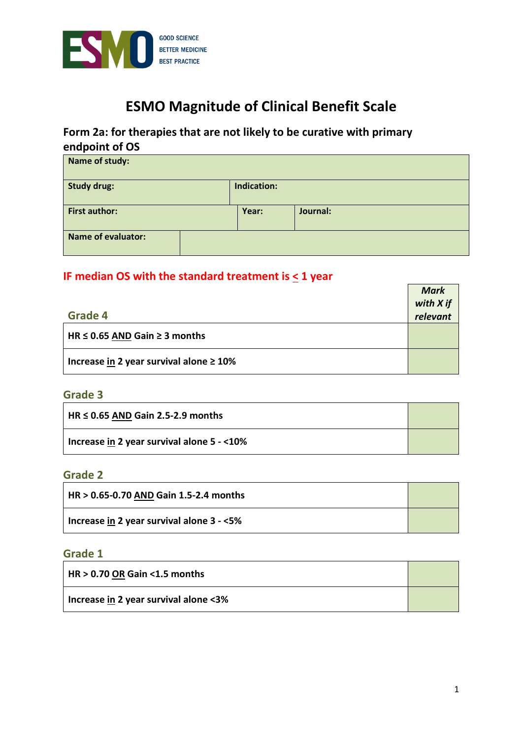GOOD SCIENCE
BETTER MEDICINE
BEST PRACTICE

# ESMO Magnitude of Clinical Benefit Scale

## Form 2a: for therapies that are not likely to be curative with primary endpoint of OS

| **Name of study:** | | | |
|---|---|---|---|
| **Study drug:** | | **Indication:** | |
| **First author:** | | **Year:** | **Journal:** |
| **Name of evaluator:** | | | |

### IF median OS with the standard treatment is ≤ 1 year

| **Grade 4** | ***Mark with X if relevant*** |
|---|---|
| **HR ≤ 0.65 AND Gain ≥ 3 months** | |
| **Increase in 2 year survival alone ≥ 10%** | |

| **Grade 3** | |
|---|---|
| **HR ≤ 0.65 AND Gain 2.5-2.9 months** | |
| **Increase in 2 year survival alone 5 - <10%** | |

| **Grade 2** | |
|---|---|
| **HR > 0.65-0.70 AND Gain 1.5-2.4 months** | |
| **Increase in 2 year survival alone 3 - <5%** | |

| **Grade 1** | |
|---|---|
| **HR > 0.70 OR Gain <1.5 months** | |
| **Increase in 2 year survival alone <3%** | |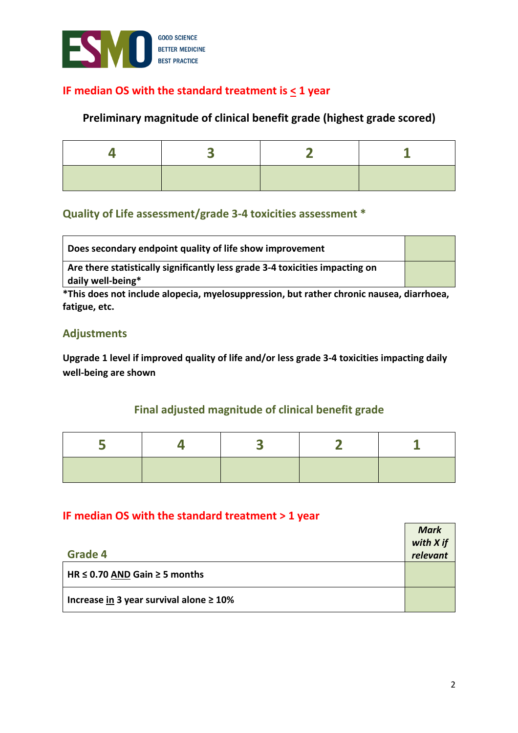## IF median OS with the standard treatment is ≤ 1 year

### Preliminary magnitude of clinical benefit grade (highest grade scored)

| 4 | 3 | 2 | 1 |
|---|---|---|---|
|  |  |  |  |

### Quality of Life assessment/grade 3-4 toxicities assessment *

| Does secondary endpoint quality of life show improvement |  |
|---|---|
| Are there statistically significantly less grade 3-4 toxicities impacting on daily well-being* |  |

**\*This does not include alopecia, myelosuppression, but rather chronic nausea, diarrhoea, fatigue, etc.**

### Adjustments

**Upgrade 1 level if improved quality of life and/or less grade 3-4 toxicities impacting daily well-being are shown**

### Final adjusted magnitude of clinical benefit grade

| 5 | 4 | 3 | 2 | 1 |
|---|---|---|---|---|
|  |  |  |  |  |

## IF median OS with the standard treatment > 1 year

| Grade 4 | *Mark with X if relevant* |
|---|---|
| HR ≤ 0.70 AND Gain ≥ 5 months |  |
| Increase in 3 year survival alone ≥ 10% |  |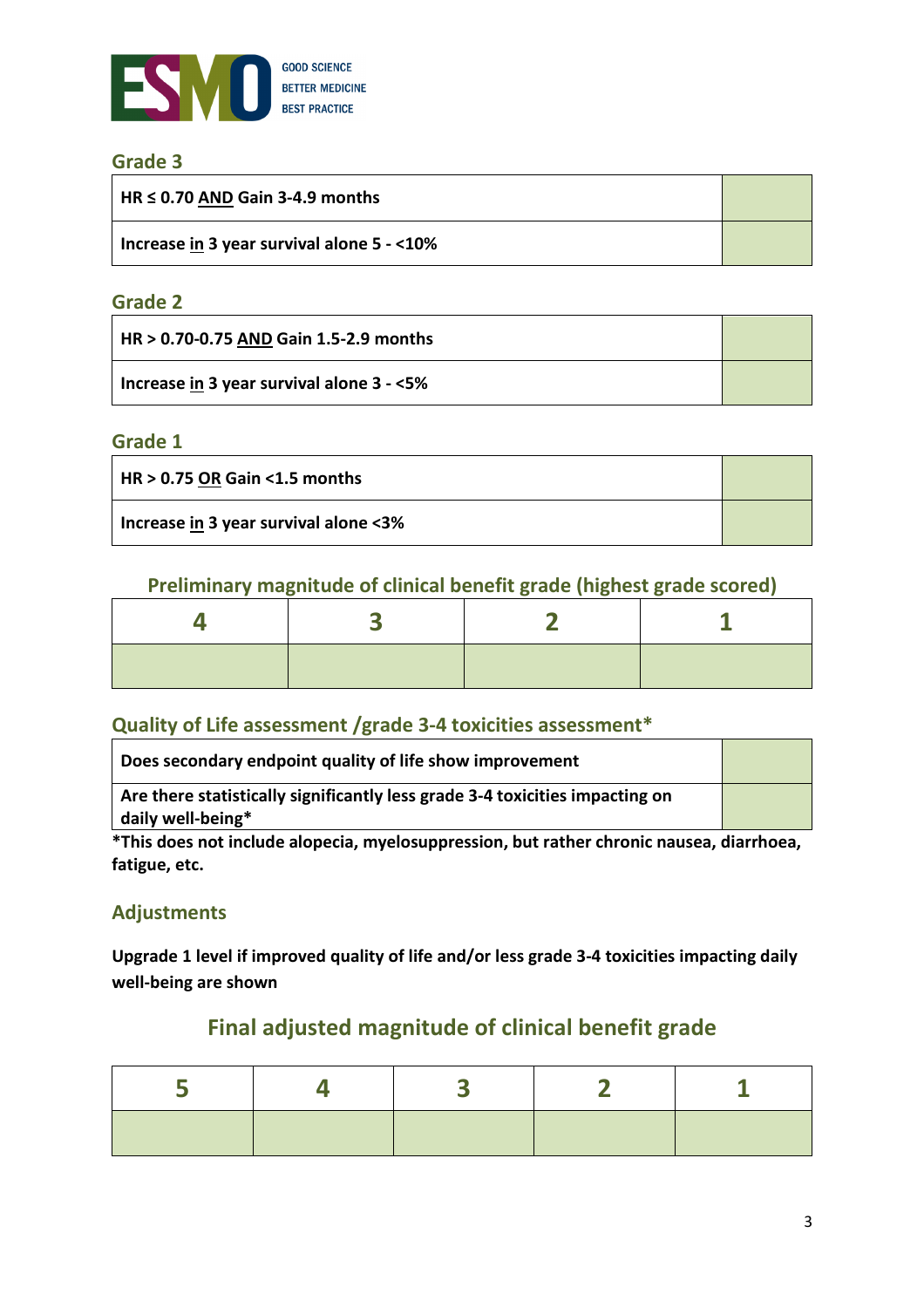### Grade 3

| | |
|---|---|
| **HR ≤ 0.70 AND Gain 3-4.9 months** | |
| **Increase in 3 year survival alone 5 - <10%** | |

### Grade 2

| | |
|---|---|
| **HR > 0.70-0.75 AND Gain 1.5-2.9 months** | |
| **Increase in 3 year survival alone 3 - <5%** | |

### Grade 1

| | |
|---|---|
| **HR > 0.75 OR Gain <1.5 months** | |
| **Increase in 3 year survival alone <3%** | |

### Preliminary magnitude of clinical benefit grade (highest grade scored)

| 4 | 3 | 2 | 1 |
|---|---|---|---|
| | | | |

### Quality of Life assessment /grade 3-4 toxicities assessment*

| | |
|---|---|
| **Does secondary endpoint quality of life show improvement** | |
| **Are there statistically significantly less grade 3-4 toxicities impacting on daily well-being*** | |

**\*This does not include alopecia, myelosuppression, but rather chronic nausea, diarrhoea, fatigue, etc.**

### Adjustments

**Upgrade 1 level if improved quality of life and/or less grade 3-4 toxicities impacting daily well-being are shown**

## Final adjusted magnitude of clinical benefit grade

| 5 | 4 | 3 | 2 | 1 |
|---|---|---|---|---|
| | | | | |